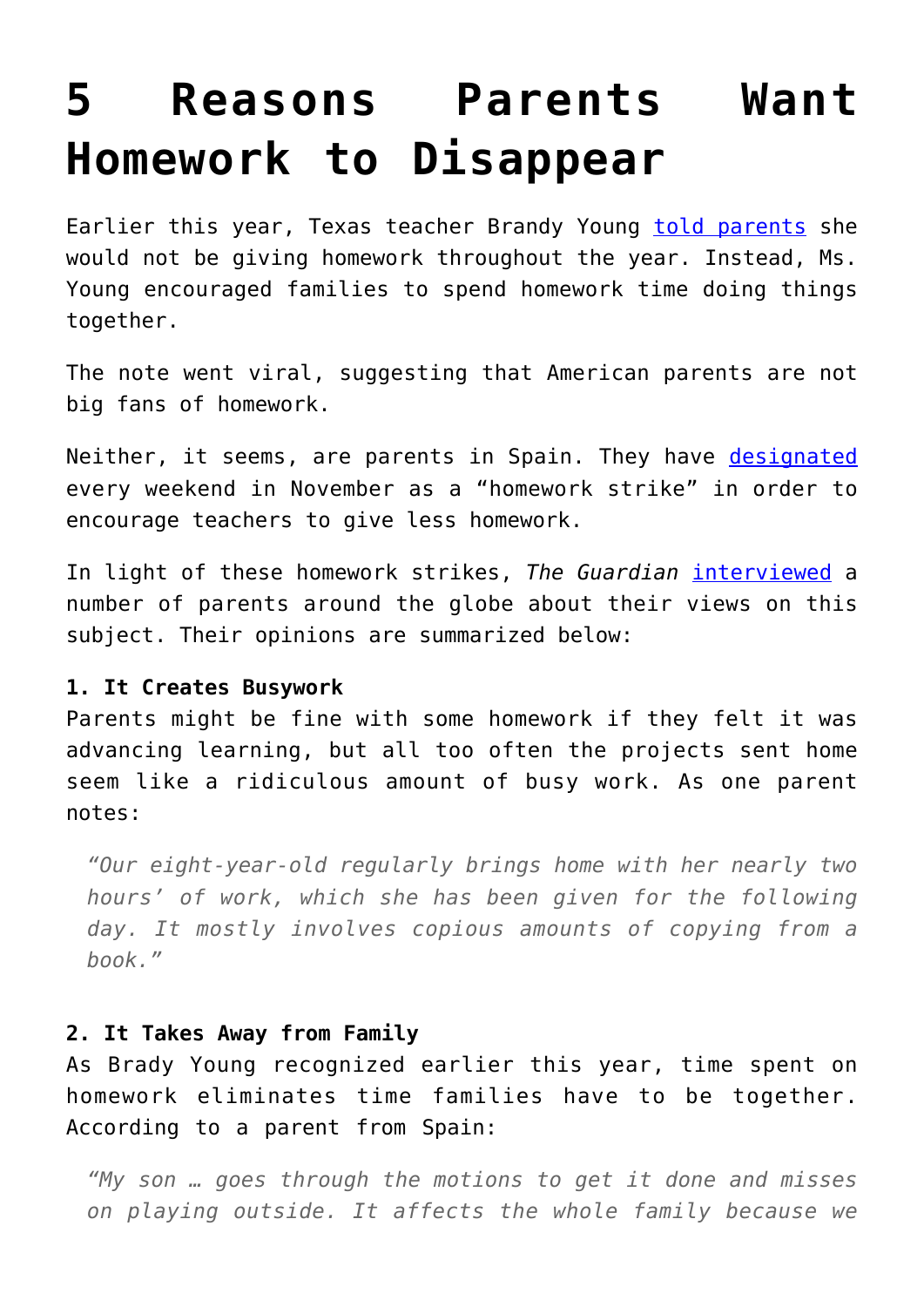# 5 Reasons Parents Want Homework to Disappear

Earlier this year, Texas teacher Brandy Young told parents she would not be giving homework throughout the year. Instead, Ms. Young encouraged families to spend homework time doing things together.

The note went viral, suggesting that American parents are not big fans of homework.

Neither, it seems, are parents in Spain. They have designated every weekend in November as a "homework strike" in order to encourage teachers to give less homework.

In light of these homework strikes, *The Guardian* interviewed a number of parents around the globe about their views on this subject. Their opinions are summarized below:

**1. It Creates Busywork**

Parents might be fine with some homework if they felt it was advancing learning, but all too often the projects sent home seem like a ridiculous amount of busy work. As one parent notes:

> *"Our eight-year-old regularly brings home with her nearly two hours' of work, which she has been given for the following day. It mostly involves copious amounts of copying from a book."*

**2. It Takes Away from Family**

As Brady Young recognized earlier this year, time spent on homework eliminates time families have to be together. According to a parent from Spain:

> *"My son … goes through the motions to get it done and misses on playing outside. It affects the whole family because we*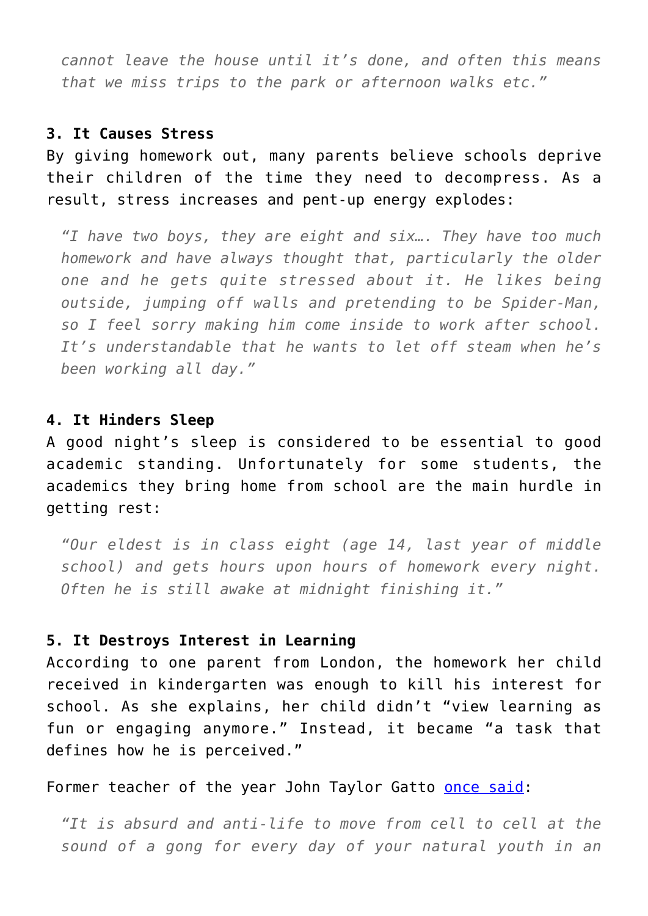> *cannot leave the house until it's done, and often this means that we miss trips to the park or afternoon walks etc."*

**3. It Causes Stress**

By giving homework out, many parents believe schools deprive their children of the time they need to decompress. As a result, stress increases and pent-up energy explodes:

> *"I have two boys, they are eight and six…. They have too much homework and have always thought that, particularly the older one and he gets quite stressed about it. He likes being outside, jumping off walls and pretending to be Spider-Man, so I feel sorry making him come inside to work after school. It's understandable that he wants to let off steam when he's been working all day."*

**4. It Hinders Sleep**

A good night's sleep is considered to be essential to good academic standing. Unfortunately for some students, the academics they bring home from school are the main hurdle in getting rest:

> *"Our eldest is in class eight (age 14, last year of middle school) and gets hours upon hours of homework every night. Often he is still awake at midnight finishing it."*

**5. It Destroys Interest in Learning**

According to one parent from London, the homework her child received in kindergarten was enough to kill his interest for school. As she explains, her child didn't "view learning as fun or engaging anymore." Instead, it became "a task that defines how he is perceived."

Former teacher of the year John Taylor Gatto once said:

> *"It is absurd and anti-life to move from cell to cell at the sound of a gong for every day of your natural youth in an*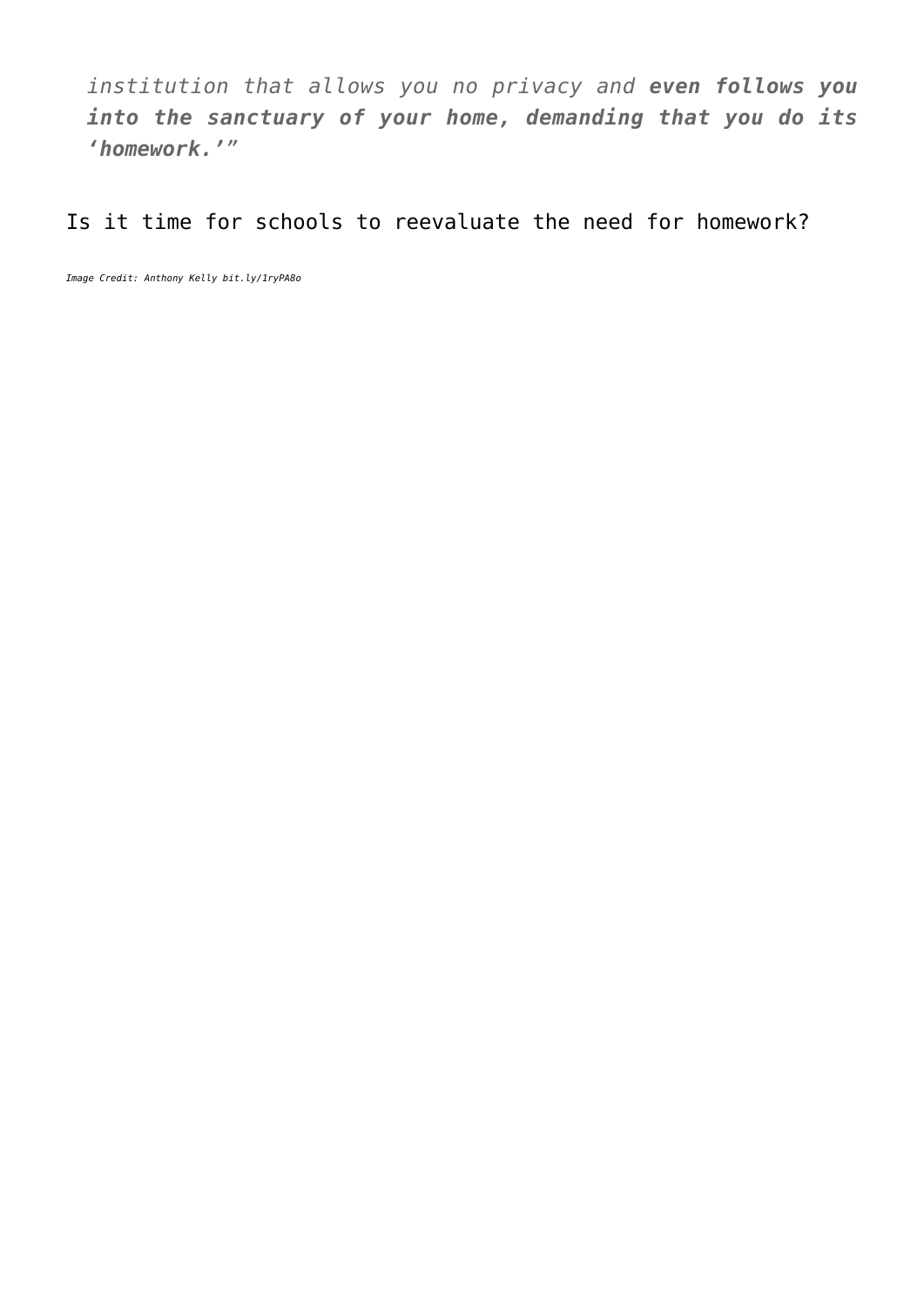> *institution that allows you no privacy and **even follows you into the sanctuary of your home, demanding that you do its 'homework.'"***

Is it time for schools to reevaluate the need for homework?

*Image Credit: Anthony Kelly bit.ly/1ryPA8o*